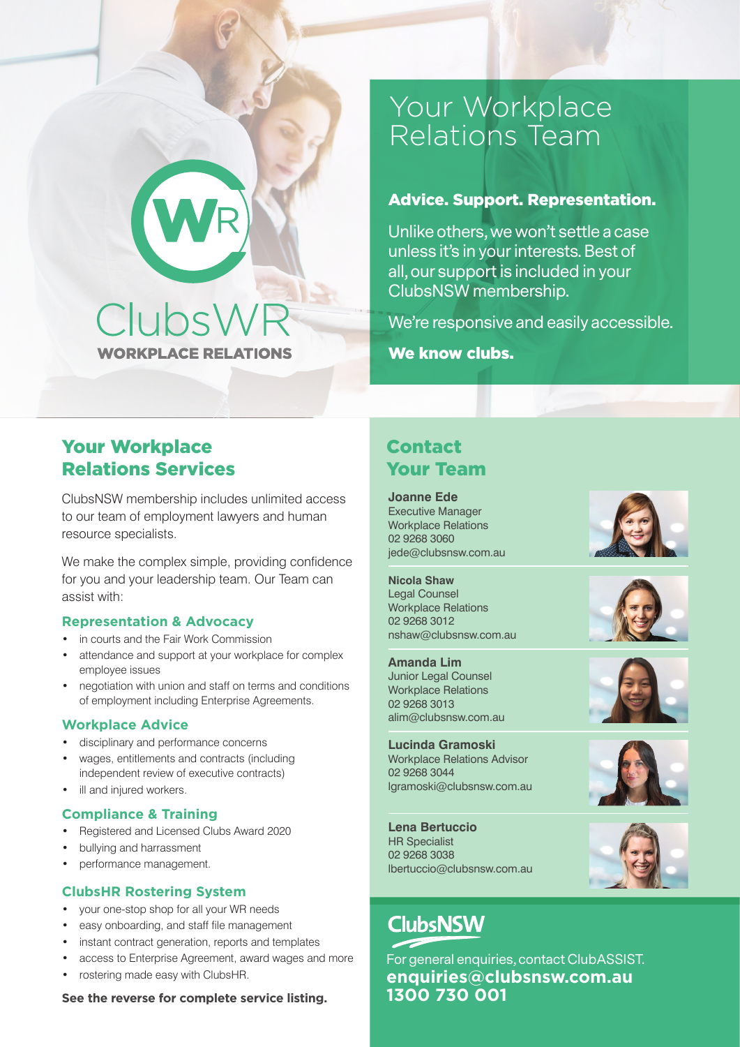ClubsWR
WORKPLACE RELATIONS

# Your Workplace Relations Team

**Advice. Support. Representation.**

Unlike others, we won't settle a case unless it's in your interests. Best of all, our support is included in your ClubsNSW membership.

We're responsive and easily accessible.

**We know clubs.**

## Your Workplace Relations Services

ClubsNSW membership includes unlimited access to our team of employment lawyers and human resource specialists.

We make the complex simple, providing confidence for you and your leadership team. Our Team can assist with:

### Representation & Advocacy

- in courts and the Fair Work Commission
- attendance and support at your workplace for complex employee issues
- negotiation with union and staff on terms and conditions of employment including Enterprise Agreements.

### Workplace Advice

- disciplinary and performance concerns
- wages, entitlements and contracts (including independent review of executive contracts)
- ill and injured workers.

### Compliance & Training

- Registered and Licensed Clubs Award 2020
- bullying and harrassment
- performance management.

### ClubsHR Rostering System

- your one-stop shop for all your WR needs
- easy onboarding, and staff file management
- instant contract generation, reports and templates
- access to Enterprise Agreement, award wages and more
- rostering made easy with ClubsHR.

**See the reverse for complete service listing.**

## Contact Your Team

**Joanne Ede**
Executive Manager
Workplace Relations
02 9268 3060
jede@clubsnsw.com.au

**Nicola Shaw**
Legal Counsel
Workplace Relations
02 9268 3012
nshaw@clubsnsw.com.au

**Amanda Lim**
Junior Legal Counsel
Workplace Relations
02 9268 3013
alim@clubsnsw.com.au

**Lucinda Gramoski**
Workplace Relations Advisor
02 9268 3044
lgramoski@clubsnsw.com.au

**Lena Bertuccio**
HR Specialist
02 9268 3038
lbertuccio@clubsnsw.com.au

ClubsNSW

For general enquiries, contact ClubASSIST.
**enquiries@clubsnsw.com.au**
**1300 730 001**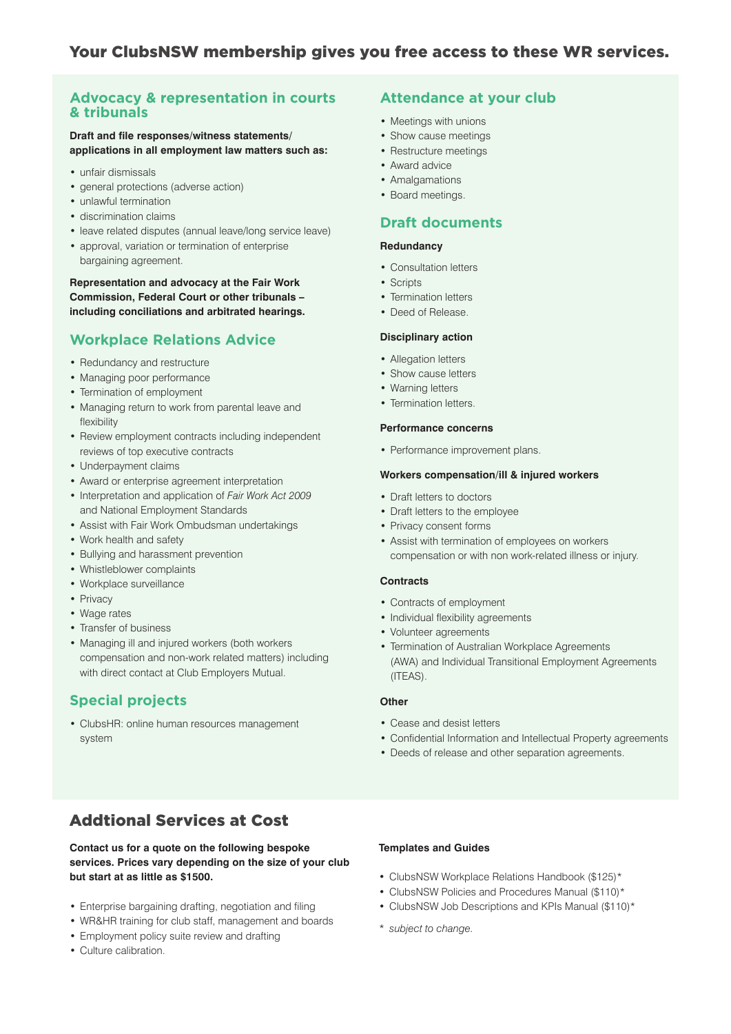# Your ClubsNSW membership gives you free access to these WR services.

## Advocacy & representation in courts & tribunals

**Draft and file responses/witness statements/ applications in all employment law matters such as:**

- unfair dismissals
- general protections (adverse action)
- unlawful termination
- discrimination claims
- leave related disputes (annual leave/long service leave)
- approval, variation or termination of enterprise bargaining agreement.

**Representation and advocacy at the Fair Work Commission, Federal Court or other tribunals – including conciliations and arbitrated hearings.**

## Workplace Relations Advice

- Redundancy and restructure
- Managing poor performance
- Termination of employment
- Managing return to work from parental leave and flexibility
- Review employment contracts including independent reviews of top executive contracts
- Underpayment claims
- Award or enterprise agreement interpretation
- Interpretation and application of *Fair Work Act 2009* and National Employment Standards
- Assist with Fair Work Ombudsman undertakings
- Work health and safety
- Bullying and harassment prevention
- Whistleblower complaints
- Workplace surveillance
- Privacy
- Wage rates
- Transfer of business
- Managing ill and injured workers (both workers compensation and non-work related matters) including with direct contact at Club Employers Mutual.

## Special projects

- ClubsHR: online human resources management system

## Attendance at your club

- Meetings with unions
- Show cause meetings
- Restructure meetings
- Award advice
- Amalgamations
- Board meetings.

## Draft documents

### Redundancy

- Consultation letters
- Scripts
- Termination letters
- Deed of Release.

### Disciplinary action

- Allegation letters
- Show cause letters
- Warning letters
- Termination letters.

### Performance concerns

- Performance improvement plans.

### Workers compensation/ill & injured workers

- Draft letters to doctors
- Draft letters to the employee
- Privacy consent forms
- Assist with termination of employees on workers compensation or with non work-related illness or injury.

### Contracts

- Contracts of employment
- Individual flexibility agreements
- Volunteer agreements
- Termination of Australian Workplace Agreements (AWA) and Individual Transitional Employment Agreements (ITEAS).

### Other

- Cease and desist letters
- Confidential Information and Intellectual Property agreements
- Deeds of release and other separation agreements.

## Addtional Services at Cost

**Contact us for a quote on the following bespoke services. Prices vary depending on the size of your club but start at as little as $1500.**

- Enterprise bargaining drafting, negotiation and filing
- WR&HR training for club staff, management and boards
- Employment policy suite review and drafting
- Culture calibration.

### Templates and Guides

- ClubsNSW Workplace Relations Handbook ($125)*
- ClubsNSW Policies and Procedures Manual ($110)*
- ClubsNSW Job Descriptions and KPIs Manual ($110)*

\* *subject to change.*